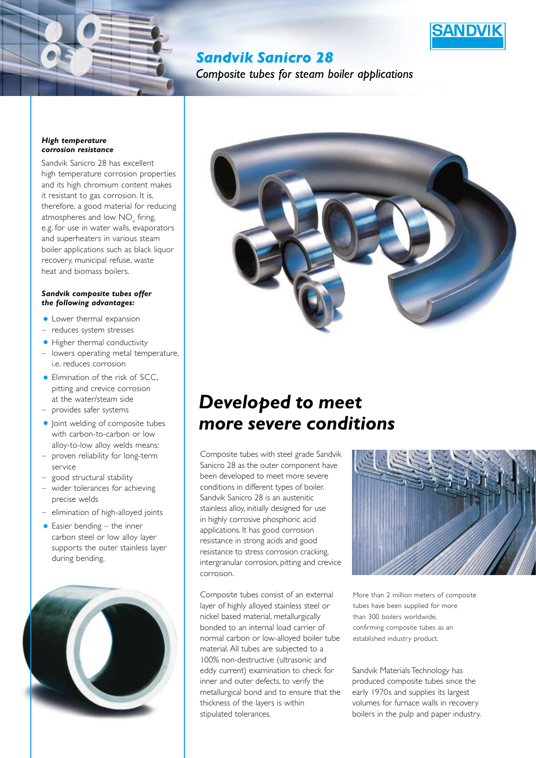# Sandvik Sanicro 28

*Composite tubes for steam boiler applications*

***High temperature corrosion resistance***

Sandvik Sanicro 28 has excellent high temperature corrosion properties and its high chromium content makes it resistant to gas corrosion. It is, therefore, a good material for reducing atmospheres and low $NO_x$ firing, e.g. for use in water walls, evaporators and superheaters in various steam boiler applications such as black liquor recovery, municipal refuse, waste heat and biomass boilers.

***Sandvik composite tubes offer the following advantages:***

- Lower thermal expansion
  - reduces system stresses
- Higher thermal conductivity
  - lowers operating metal temperature, i.e. reduces corrosion
- Elimination of the risk of SCC, pitting and crevice corrosion at the water/steam side
  - provides safer systems
- Joint welding of composite tubes with carbon-to-carbon or low alloy-to-low alloy welds means:
  - proven reliability for long-term service
  - good structural stability
  - wider tolerances for achieving precise welds
  - elimination of high-alloyed joints
- Easier bending – the inner carbon steel or low alloy layer supports the outer stainless layer during bending.

## *Developed to meet more severe conditions*

Composite tubes with steel grade Sandvik Sanicro 28 as the outer component have been developed to meet more severe conditions in different types of boiler. Sandvik Sanicro 28 is an austenitic stainless alloy, initially designed for use in highly corrosive phosphoric acid applications. It has good corrosion resistance in strong acids and good resistance to stress corrosion cracking, intergranular corrosion, pitting and crevice corrosion.

Composite tubes consist of an external layer of highly alloyed stainless steel or nickel based material, metallurgically bonded to an internal load carrier of normal carbon or low-alloyed boiler tube material. All tubes are subjected to a 100% non-destructive (ultrasonic and eddy current) examination to check for inner and outer defects, to verify the metallurgical bond and to ensure that the thickness of the layers is within stipulated tolerances.

More than 2 million meters of composite tubes have been supplied for more than 300 boilers worldwide, confirming composite tubes as an established industry product.

Sandvik Materials Technology has produced composite tubes since the early 1970s and supplies its largest volumes for furnace walls in recovery boilers in the pulp and paper industry.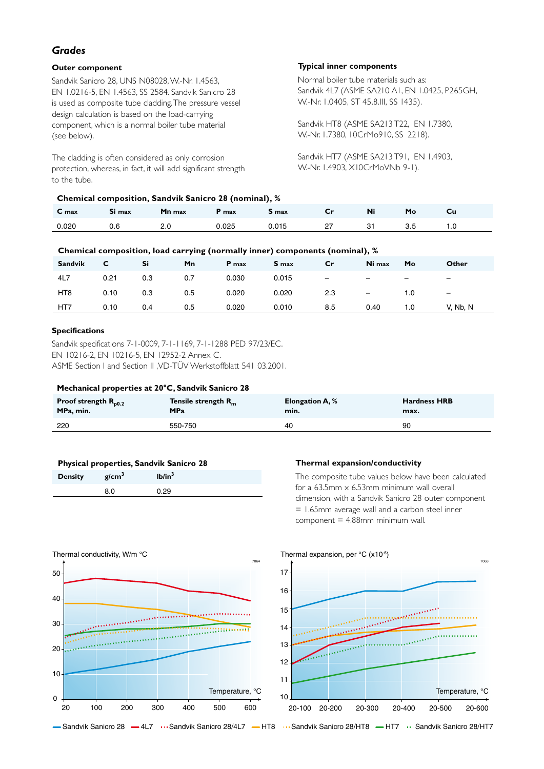## Grades

### Outer component

Sandvik Sanicro 28, UNS N08028, W.-Nr. 1.4563, EN 1.0216-5, EN 1.4563, SS 2584. Sandvik Sanicro 28 is used as composite tube cladding. The pressure vessel design calculation is based on the load-carrying component, which is a normal boiler tube material (see below).

The cladding is often considered as only corrosion protection, whereas, in fact, it will add significant strength to the tube.

### Typical inner components

Normal boiler tube materials such as:
Sandvik 4L7 (ASME SA210 A1, EN 1.0425, P265GH, W.-Nr. 1.0405, ST 45.8.III, SS 1435).

Sandvik HT8 (ASME SA213 T22, EN 1.7380, W.-Nr. 1.7380, 10CrMo910, SS 2218).

Sandvik HT7 (ASME SA213 T91, EN 1.4903, W.-Nr. 1.4903, X10CrMoVNb 9-1).

**Chemical composition, Sandvik Sanicro 28 (nominal), %**

| C max | Si max | Mn max | P max | S max | Cr | Ni | Mo | Cu |
|---|---|---|---|---|---|---|---|---|
| 0.020 | 0.6 | 2.0 | 0.025 | 0.015 | 27 | 31 | 3.5 | 1.0 |

**Chemical composition, load carrying (normally inner) components (nominal), %**

| Sandvik | C | Si | Mn | P max | S max | Cr | Ni max | Mo | Other |
|---|---|---|---|---|---|---|---|---|---|
| 4L7 | 0.21 | 0.3 | 0.7 | 0.030 | 0.015 | – | – | – | – |
| HT8 | 0.10 | 0.3 | 0.5 | 0.020 | 0.020 | 2.3 | – | 1.0 | – |
| HT7 | 0.10 | 0.4 | 0.5 | 0.020 | 0.010 | 8.5 | 0.40 | 1.0 | V, Nb, N |

### Specifications

Sandvik specifications 7-1-0009, 7-1-1169, 7-1-1288 PED 97/23/EC.
EN 10216-2, EN 10216-5, EN 12952-2 Annex C.
ASME Section I and Section II ,VD-TÜV Werkstoffblatt 541 03.2001.

**Mechanical properties at 20°C, Sandvik Sanicro 28**

| Proof strength $R_{p0.2}$ MPa, min. | Tensile strength $R_m$ MPa | Elongation A, % min. | Hardness HRB max. |
|---|---|---|---|
| 220 | 550-750 | 40 | 90 |

**Physical properties, Sandvik Sanicro 28**

| Density | g/cm$^3$ | lb/in$^3$ |
|---|---|---|
| | 8.0 | 0.29 |

### Thermal expansion/conductivity

The composite tube values below have been calculated for a 63.5mm x 6.53mm minimum wall overall dimension, with a Sandvik Sanicro 28 outer component = 1.65mm average wall and a carbon steel inner component = 4.88mm minimum wall.

Thermal conductivity, W/m °C

Thermal expansion, per °C (x10$^{-6}$)

Sandvik Sanicro 28 — 4L7 — Sandvik Sanicro 28/4L7 — HT8 — Sandvik Sanicro 28/HT8 — HT7 — Sandvik Sanicro 28/HT7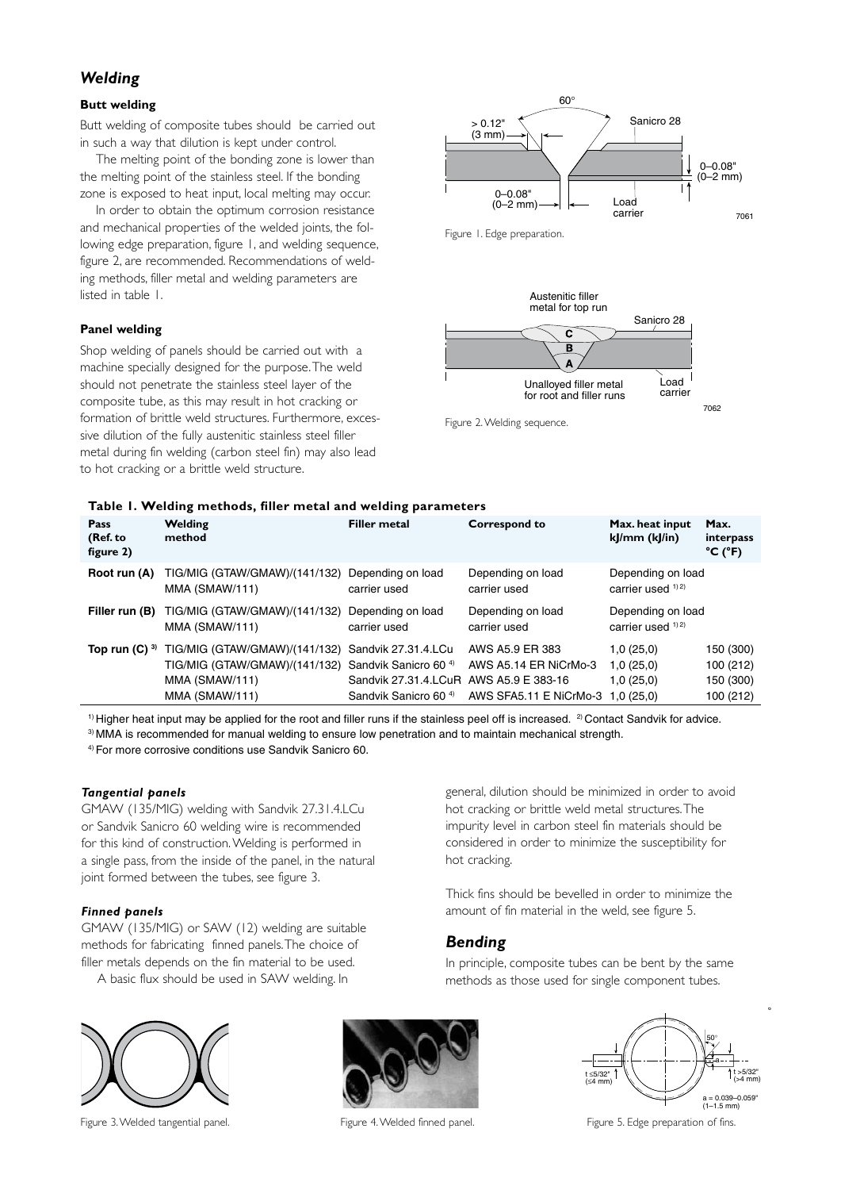## *Welding*

### Butt welding

Butt welding of composite tubes should be carried out in such a way that dilution is kept under control.

The melting point of the bonding zone is lower than the melting point of the stainless steel. If the bonding zone is exposed to heat input, local melting may occur.

In order to obtain the optimum corrosion resistance and mechanical properties of the welded joints, the following edge preparation, figure 1, and welding sequence, figure 2, are recommended. Recommendations of welding methods, filler metal and welding parameters are listed in table 1.

### Panel welding

Shop welding of panels should be carried out with a machine specially designed for the purpose. The weld should not penetrate the stainless steel layer of the composite tube, as this may result in hot cracking or formation of brittle weld structures. Furthermore, excessive dilution of the fully austenitic stainless steel filler metal during fin welding (carbon steel fin) may also lead to hot cracking or a brittle weld structure.

Figure 1. Edge preparation.

Figure 2. Welding sequence.

**Table 1. Welding methods, filler metal and welding parameters**

| Pass (Ref. to figure 2) | Welding method | Filler metal | Correspond to | Max. heat input kJ/mm (kJ/in) | Max. interpass °C (°F) |
|---|---|---|---|---|---|
| Root run (A) | TIG/MIG (GTAW/GMAW)/(141/132) MMA (SMAW/111) | Depending on load carrier used | Depending on load carrier used | Depending on load carrier used [1)2)] | |
| Filler run (B) | TIG/MIG (GTAW/GMAW)/(141/132) MMA (SMAW/111) | Depending on load carrier used | Depending on load carrier used | Depending on load carrier used [1)2)] | |
| Top run (C) [3)] | TIG/MIG (GTAW/GMAW)/(141/132) | Sandvik 27.31.4.LCu | AWS A5.9 ER 383 | 1,0 (25,0) | 150 (300) |
| | TIG/MIG (GTAW/GMAW)/(141/132) | Sandvik Sanicro 60 [4)] | AWS A5.14 ER NiCrMo-3 | 1,0 (25,0) | 100 (212) |
| | MMA (SMAW/111) | Sandvik 27.31.4.LCuR | AWS A5.9 E 383-16 | 1,0 (25,0) | 150 (300) |
| | MMA (SMAW/111) | Sandvik Sanicro 60 [4)] | AWS SFA5.11 E NiCrMo-3 | 1,0 (25,0) | 100 (212) |

[1)] Higher heat input may be applied for the root and filler runs if the stainless peel off is increased. [2)] Contact Sandvik for advice.
[3)] MMA is recommended for manual welding to ensure low penetration and to maintain mechanical strength.
[4)] For more corrosive conditions use Sandvik Sanicro 60.

#### *Tangential panels*

GMAW (135/MIG) welding with Sandvik 27.31.4.LCu or Sandvik Sanicro 60 welding wire is recommended for this kind of construction. Welding is performed in a single pass, from the inside of the panel, in the natural joint formed between the tubes, see figure 3.

#### *Finned panels*

GMAW (135/MIG) or SAW (12) welding are suitable methods for fabricating finned panels. The choice of filler metals depends on the fin material to be used.

A basic flux should be used in SAW welding. In general, dilution should be minimized in order to avoid hot cracking or brittle weld metal structures. The impurity level in carbon steel fin materials should be considered in order to minimize the susceptibility for hot cracking.

Thick fins should be bevelled in order to minimize the amount of fin material in the weld, see figure 5.

## *Bending*

In principle, composite tubes can be bent by the same methods as those used for single component tubes.

Figure 3. Welded tangential panel.

Figure 4. Welded finned panel.

Figure 5. Edge preparation of fins.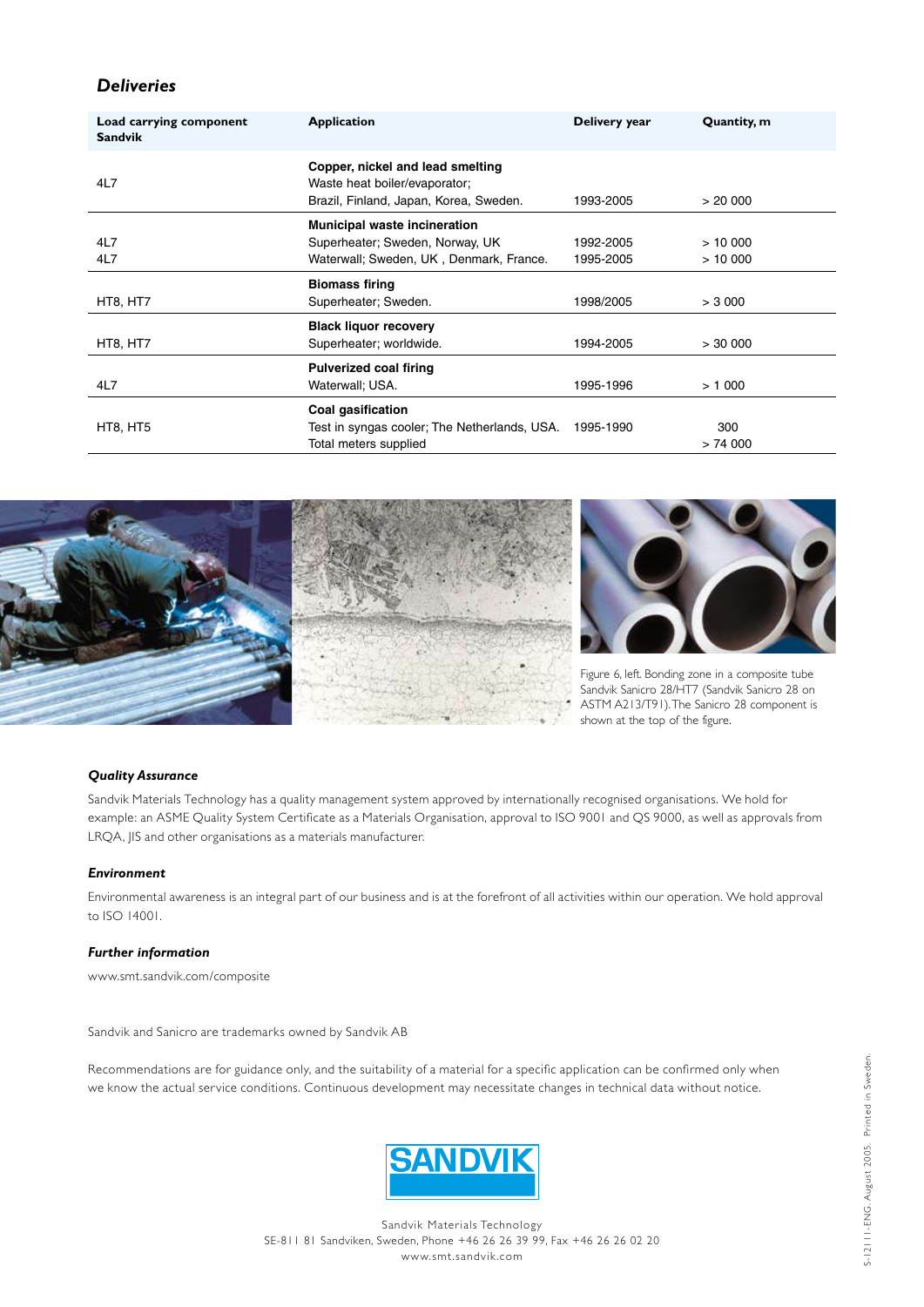## *Deliveries*

| Load carrying component Sandvik | Application | Delivery year | Quantity, m |
|---|---|---|---|
| 4L7 | **Copper, nickel and lead smelting**<br>Waste heat boiler/evaporator;<br>Brazil, Finland, Japan, Korea, Sweden. | 1993-2005 | > 20 000 |
| 4L7 | **Municipal waste incineration**<br>Superheater; Sweden, Norway, UK | 1992-2005 | > 10 000 |
| 4L7 | Waterwall; Sweden, UK , Denmark, France. | 1995-2005 | > 10 000 |
| HT8, HT7 | **Biomass firing**<br>Superheater; Sweden. | 1998/2005 | > 3 000 |
| HT8, HT7 | **Black liquor recovery**<br>Superheater; worldwide. | 1994-2005 | > 30 000 |
| 4L7 | **Pulverized coal firing**<br>Waterwall; USA. | 1995-1996 | > 1 000 |
| HT8, HT5 | **Coal gasification**<br>Test in syngas cooler; The Netherlands, USA. | 1995-1990 | 300 |
| | Total meters supplied | | > 74 000 |

Figure 6, left. Bonding zone in a composite tube Sandvik Sanicro 28/HT7 (Sandvik Sanicro 28 on ASTM A213/T91). The Sanicro 28 component is shown at the top of the figure.

### *Quality Assurance*

Sandvik Materials Technology has a quality management system approved by internationally recognised organisations. We hold for example: an ASME Quality System Certificate as a Materials Organisation, approval to ISO 9001 and QS 9000, as well as approvals from LRQA, JIS and other organisations as a materials manufacturer.

### *Environment*

Environmental awareness is an integral part of our business and is at the forefront of all activities within our operation. We hold approval to ISO 14001.

### *Further information*

www.smt.sandvik.com/composite

Sandvik and Sanicro are trademarks owned by Sandvik AB

Recommendations are for guidance only, and the suitability of a material for a specific application can be confirmed only when we know the actual service conditions. Continuous development may necessitate changes in technical data without notice.

SANDVIK

Sandvik Materials Technology
SE-811 81 Sandviken, Sweden, Phone +46 26 26 39 99, Fax +46 26 26 02 20
www.smt.sandvik.com

S-1211-ENG. August 2005. Printed in Sweden.